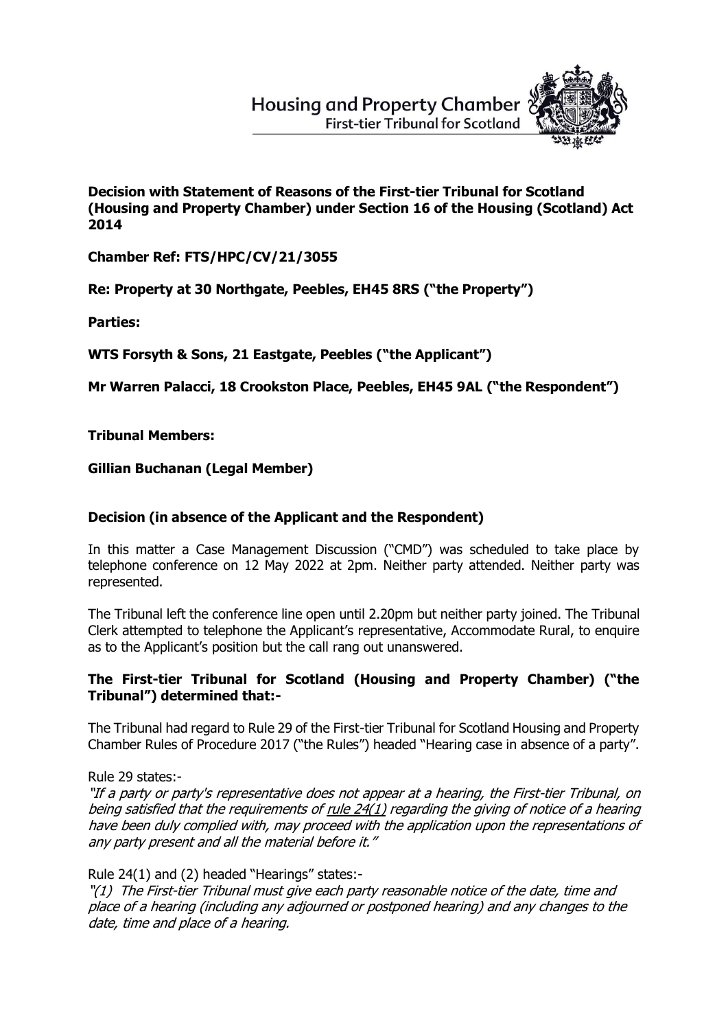Housing and Property Chamber
First-tier Tribunal for Scotland

**Decision with Statement of Reasons of the First-tier Tribunal for Scotland (Housing and Property Chamber) under Section 16 of the Housing (Scotland) Act 2014**

**Chamber Ref: FTS/HPC/CV/21/3055**

**Re: Property at 30 Northgate, Peebles, EH45 8RS ("the Property")**

**Parties:**

**WTS Forsyth & Sons, 21 Eastgate, Peebles ("the Applicant")**

**Mr Warren Palacci, 18 Crookston Place, Peebles, EH45 9AL ("the Respondent")**

**Tribunal Members:**

**Gillian Buchanan (Legal Member)**

**Decision (in absence of the Applicant and the Respondent)**

In this matter a Case Management Discussion ("CMD") was scheduled to take place by telephone conference on 12 May 2022 at 2pm. Neither party attended. Neither party was represented.

The Tribunal left the conference line open until 2.20pm but neither party joined. The Tribunal Clerk attempted to telephone the Applicant's representative, Accommodate Rural, to enquire as to the Applicant's position but the call rang out unanswered.

**The First-tier Tribunal for Scotland (Housing and Property Chamber) ("the Tribunal") determined that:-**

The Tribunal had regard to Rule 29 of the First-tier Tribunal for Scotland Housing and Property Chamber Rules of Procedure 2017 ("the Rules") headed "Hearing case in absence of a party".

Rule 29 states:-

*"If a party or party's representative does not appear at a hearing, the First-tier Tribunal, on being satisfied that the requirements of rule 24(1) regarding the giving of notice of a hearing have been duly complied with, may proceed with the application upon the representations of any party present and all the material before it."*

Rule 24(1) and (2) headed "Hearings" states:-

*"(1) The First-tier Tribunal must give each party reasonable notice of the date, time and place of a hearing (including any adjourned or postponed hearing) and any changes to the date, time and place of a hearing.*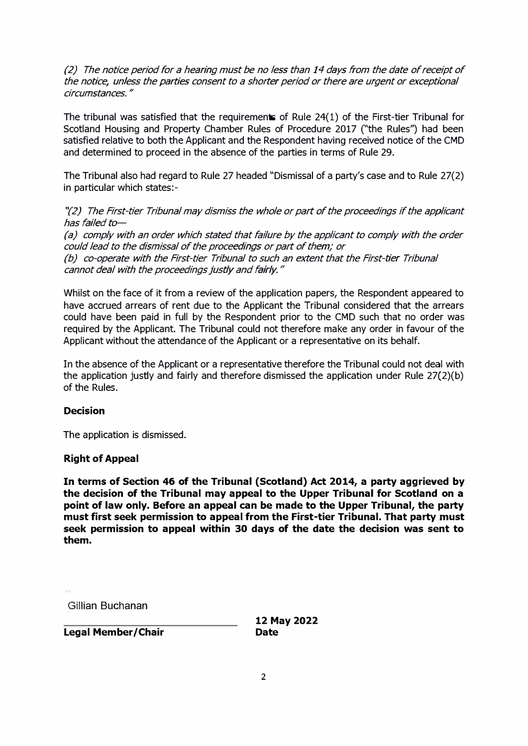*(2) The notice period for a hearing must be no less than 14 days from the date of receipt of the notice, unless the parties consent to a shorter period or there are urgent or exceptional circumstances."*

The tribunal was satisfied that the requirements of Rule 24(1) of the First-tier Tribunal for Scotland Housing and Property Chamber Rules of Procedure 2017 ("the Rules") had been satisfied relative to both the Applicant and the Respondent having received notice of the CMD and determined to proceed in the absence of the parties in terms of Rule 29.

The Tribunal also had regard to Rule 27 headed "Dismissal of a party's case and to Rule 27(2) in particular which states:-

*"(2) The First-tier Tribunal may dismiss the whole or part of the proceedings if the applicant has failed to—*

*(a) comply with an order which stated that failure by the applicant to comply with the order could lead to the dismissal of the proceedings or part of them; or*

*(b) co-operate with the First-tier Tribunal to such an extent that the First-tier Tribunal cannot deal with the proceedings justly and fairly."*

Whilst on the face of it from a review of the application papers, the Respondent appeared to have accrued arrears of rent due to the Applicant the Tribunal considered that the arrears could have been paid in full by the Respondent prior to the CMD such that no order was required by the Applicant. The Tribunal could not therefore make any order in favour of the Applicant without the attendance of the Applicant or a representative on its behalf.

In the absence of the Applicant or a representative therefore the Tribunal could not deal with the application justly and fairly and therefore dismissed the application under Rule 27(2)(b) of the Rules.

**Decision**

The application is dismissed.

**Right of Appeal**

**In terms of Section 46 of the Tribunal (Scotland) Act 2014, a party aggrieved by the decision of the Tribunal may appeal to the Upper Tribunal for Scotland on a point of law only. Before an appeal can be made to the Upper Tribunal, the party must first seek permission to appeal from the First-tier Tribunal. That party must seek permission to appeal within 30 days of the date the decision was sent to them.**

Gillian Buchanan

**Legal Member/Chair** | **12 May 2022**
**Date**